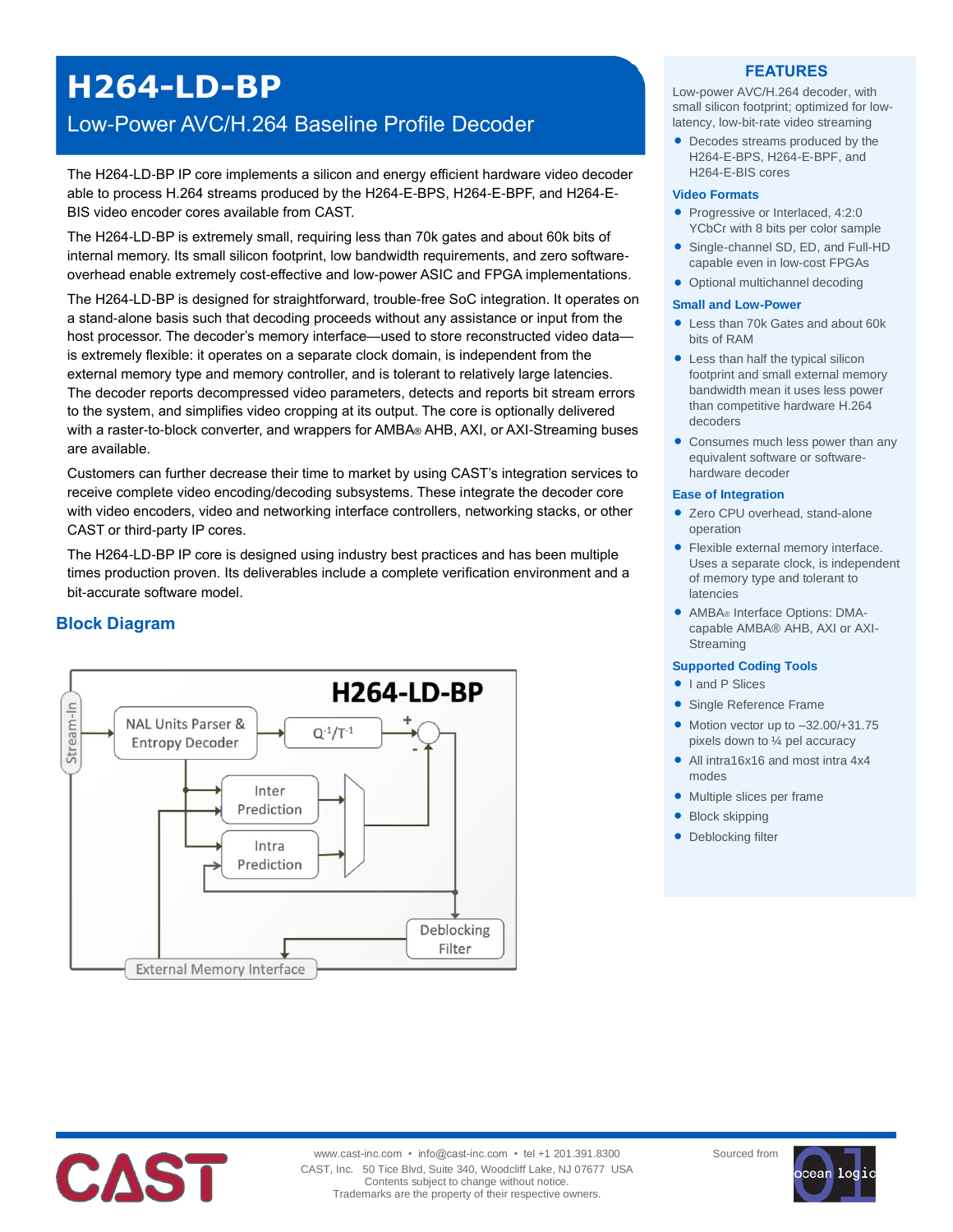# H264-LD-BP

## Low-Power AVC/H.264 Baseline Profile Decoder

The H264-LD-BP IP core implements a silicon and energy efficient hardware video decoder able to process H.264 streams produced by the H264-E-BPS, H264-E-BPF, and H264-E-BIS video encoder cores available from CAST.

The H264-LD-BP is extremely small, requiring less than 70k gates and about 60k bits of internal memory. Its small silicon footprint, low bandwidth requirements, and zero software-overhead enable extremely cost-effective and low-power ASIC and FPGA implementations.

The H264-LD-BP is designed for straightforward, trouble-free SoC integration. It operates on a stand-alone basis such that decoding proceeds without any assistance or input from the host processor. The decoder's memory interface—used to store reconstructed video data—is extremely flexible: it operates on a separate clock domain, is independent from the external memory type and memory controller, and is tolerant to relatively large latencies. The decoder reports decompressed video parameters, detects and reports bit stream errors to the system, and simplifies video cropping at its output. The core is optionally delivered with a raster-to-block converter, and wrappers for AMBA® AHB, AXI, or AXI-Streaming buses are available.

Customers can further decrease their time to market by using CAST's integration services to receive complete video encoding/decoding subsystems. These integrate the decoder core with video encoders, video and networking interface controllers, networking stacks, or other CAST or third-party IP cores.

The H264-LD-BP IP core is designed using industry best practices and has been multiple times production proven. Its deliverables include a complete verification environment and a bit-accurate software model.

## Block Diagram

H264-LD-BP

Stream-In → NAL Units Parser & Entropy Decoder → $Q^{-1}/T^{-1}$ → (+)

Inter Prediction, Intra Prediction → MUX → (–)

Deblocking Filter

External Memory Interface

## FEATURES

Low-power AVC/H.264 decoder, with small silicon footprint; optimized for low-latency, low-bit-rate video streaming

- Decodes streams produced by the H264-E-BPS, H264-E-BPF, and H264-E-BIS cores

### Video Formats

- Progressive or Interlaced, 4:2:0 YCbCr with 8 bits per color sample
- Single-channel SD, ED, and Full-HD capable even in low-cost FPGAs
- Optional multichannel decoding

### Small and Low-Power

- Less than 70k Gates and about 60k bits of RAM
- Less than half the typical silicon footprint and small external memory bandwidth mean it uses less power than competitive hardware H.264 decoders
- Consumes much less power than any equivalent software or software-hardware decoder

### Ease of Integration

- Zero CPU overhead, stand-alone operation
- Flexible external memory interface. Uses a separate clock, is independent of memory type and tolerant to latencies
- AMBA® Interface Options: DMA-capable AMBA® AHB, AXI or AXI-Streaming

### Supported Coding Tools

- I and P Slices
- Single Reference Frame
- Motion vector up to –32.00/+31.75 pixels down to ¼ pel accuracy
- All intra16x16 and most intra 4x4 modes
- Multiple slices per frame
- Block skipping
- Deblocking filter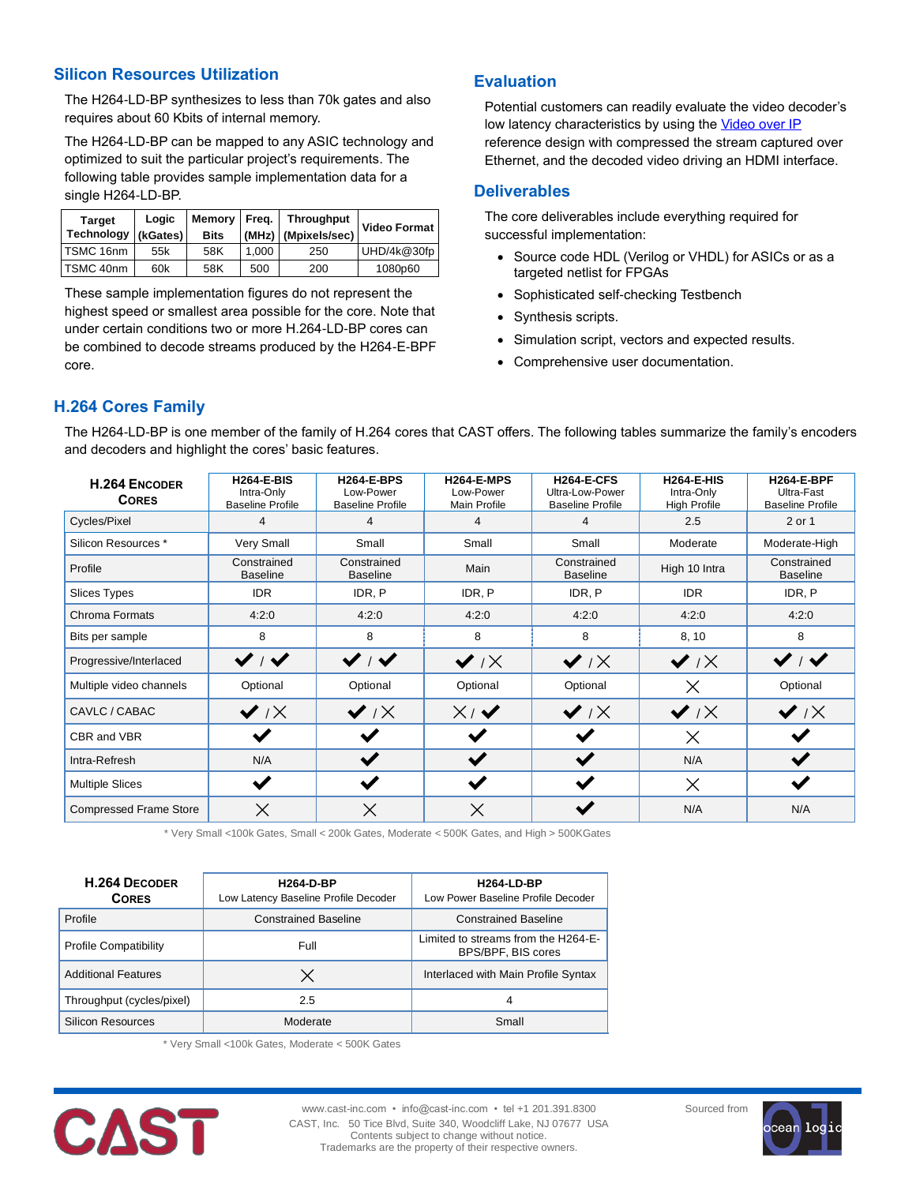## Silicon Resources Utilization

The H264-LD-BP synthesizes to less than 70k gates and also requires about 60 Kbits of internal memory.

The H264-LD-BP can be mapped to any ASIC technology and optimized to suit the particular project's requirements. The following table provides sample implementation data for a single H264-LD-BP.

| Target Technology | Logic (kGates) | Memory Bits | Freq. (MHz) | Throughput (Mpixels/sec) | Video Format |
|---|---|---|---|---|---|
| TSMC 16nm | 55k | 58K | 1,000 | 250 | UHD/4k@30fp |
| TSMC 40nm | 60k | 58K | 500 | 200 | 1080p60 |

These sample implementation figures do not represent the highest speed or smallest area possible for the core. Note that under certain conditions two or more H.264-LD-BP cores can be combined to decode streams produced by the H264-E-BPF core.

## Evaluation

Potential customers can readily evaluate the video decoder's low latency characteristics by using the Video over IP reference design with compressed the stream captured over Ethernet, and the decoded video driving an HDMI interface.

## Deliverables

The core deliverables include everything required for successful implementation:

- Source code HDL (Verilog or VHDL) for ASICs or as a targeted netlist for FPGAs
- Sophisticated self-checking Testbench
- Synthesis scripts.
- Simulation script, vectors and expected results.
- Comprehensive user documentation.

## H.264 Cores Family

The H264-LD-BP is one member of the family of H.264 cores that CAST offers. The following tables summarize the family's encoders and decoders and highlight the cores' basic features.

| H.264 Encoder Cores | H264-E-BIS Intra-Only Baseline Profile | H264-E-BPS Low-Power Baseline Profile | H264-E-MPS Low-Power Main Profile | H264-E-CFS Ultra-Low-Power Baseline Profile | H264-E-HIS Intra-Only High Profile | H264-E-BPF Ultra-Fast Baseline Profile |
|---|---|---|---|---|---|---|
| Cycles/Pixel | 4 | 4 | 4 | 4 | 2.5 | 2 or 1 |
| Silicon Resources * | Very Small | Small | Small | Small | Moderate | Moderate-High |
| Profile | Constrained Baseline | Constrained Baseline | Main | Constrained Baseline | High 10 Intra | Constrained Baseline |
| Slices Types | IDR | IDR, P | IDR, P | IDR, P | IDR | IDR, P |
| Chroma Formats | 4:2:0 | 4:2:0 | 4:2:0 | 4:2:0 | 4:2:0 | 4:2:0 |
| Bits per sample | 8 | 8 | 8 | 8 | 8, 10 | 8 |
| Progressive/Interlaced | ✔ / ✔ | ✔ / ✔ | ✔ / ✗ | ✔ / ✗ | ✔ / ✗ | ✔ / ✔ |
| Multiple video channels | Optional | Optional | Optional | Optional | ✗ | Optional |
| CAVLC / CABAC | ✔ / ✗ | ✔ / ✗ | ✗ / ✔ | ✔ / ✗ | ✔ / ✗ | ✔ / ✗ |
| CBR and VBR | ✔ | ✔ | ✔ | ✔ | ✗ | ✔ |
| Intra-Refresh | N/A | ✔ | ✔ | ✔ | N/A | ✔ |
| Multiple Slices | ✔ | ✔ | ✔ | ✔ | ✗ | ✔ |
| Compressed Frame Store | ✗ | ✗ | ✗ | ✔ | N/A | N/A |

* Very Small <100k Gates, Small < 200k Gates, Moderate < 500K Gates, and High > 500KGates

| H.264 Decoder Cores | H264-D-BP Low Latency Baseline Profile Decoder | H264-LD-BP Low Power Baseline Profile Decoder |
|---|---|---|
| Profile | Constrained Baseline | Constrained Baseline |
| Profile Compatibility | Full | Limited to streams from the H264-E-BPS/BPF, BIS cores |
| Additional Features | ✗ | Interlaced with Main Profile Syntax |
| Throughput (cycles/pixel) | 2.5 | 4 |
| Silicon Resources | Moderate | Small |

* Very Small <100k Gates, Moderate < 500K Gates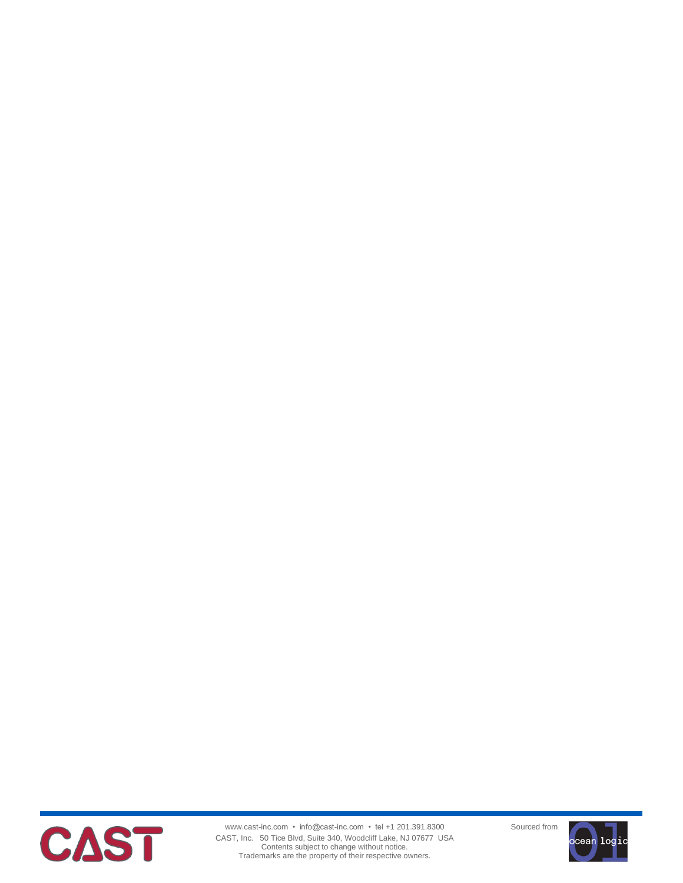CAST

www.cast-inc.com • info@cast-inc.com • tel +1 201.391.8300
CAST, Inc. 50 Tice Blvd, Suite 340, Woodcliff Lake, NJ 07677 USA
Contents subject to change without notice.
Trademarks are the property of their respective owners.

Sourced from

ocean logic